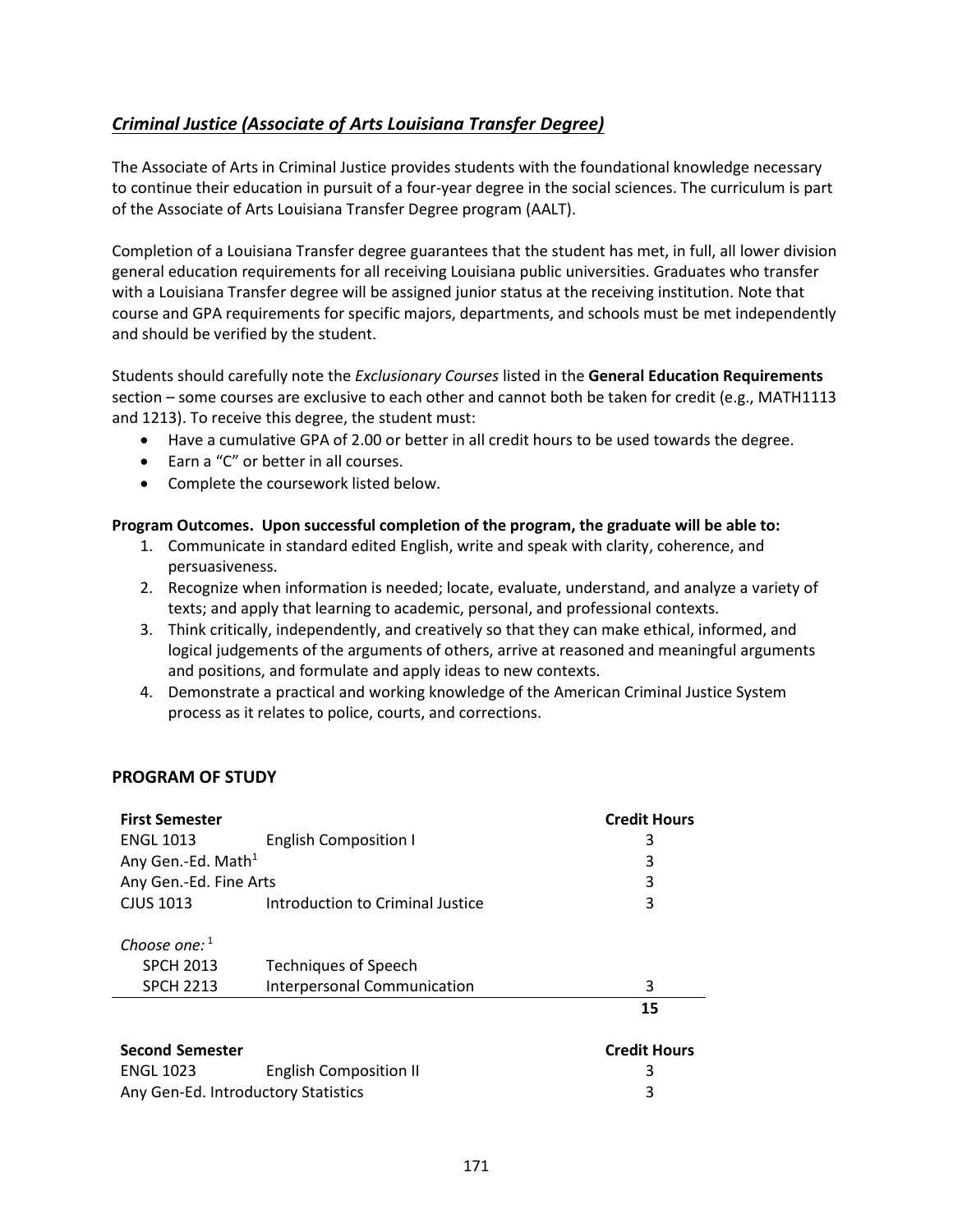## *Criminal Justice (Associate of Arts Louisiana Transfer Degree)*

The Associate of Arts in Criminal Justice provides students with the foundational knowledge necessary to continue their education in pursuit of a four-year degree in the social sciences. The curriculum is part of the Associate of Arts Louisiana Transfer Degree program (AALT).

Completion of a Louisiana Transfer degree guarantees that the student has met, in full, all lower division general education requirements for all receiving Louisiana public universities. Graduates who transfer with a Louisiana Transfer degree will be assigned junior status at the receiving institution. Note that course and GPA requirements for specific majors, departments, and schools must be met independently and should be verified by the student.

Students should carefully note the *Exclusionary Courses* listed in the **General Education Requirements** section – some courses are exclusive to each other and cannot both be taken for credit (e.g., MATH1113 and 1213). To receive this degree, the student must:

- Have a cumulative GPA of 2.00 or better in all credit hours to be used towards the degree.
- Earn a "C" or better in all courses.
- Complete the coursework listed below.

**Program Outcomes. Upon successful completion of the program, the graduate will be able to:**

1. Communicate in standard edited English, write and speak with clarity, coherence, and persuasiveness.
2. Recognize when information is needed; locate, evaluate, understand, and analyze a variety of texts; and apply that learning to academic, personal, and professional contexts.
3. Think critically, independently, and creatively so that they can make ethical, informed, and logical judgements of the arguments of others, arrive at reasoned and meaningful arguments and positions, and formulate and apply ideas to new contexts.
4. Demonstrate a practical and working knowledge of the American Criminal Justice System process as it relates to police, courts, and corrections.

### PROGRAM OF STUDY

| **First Semester** | | **Credit Hours** |
|---|---|---|
| ENGL 1013 | English Composition I | 3 |
| Any Gen.-Ed. Math[1] | | 3 |
| Any Gen.-Ed. Fine Arts | | 3 |
| CJUS 1013 | Introduction to Criminal Justice | 3 |
| *Choose one:*[1] | | |
| SPCH 2013 | Techniques of Speech | |
| SPCH 2213 | Interpersonal Communication | 3 |
| | | **15** |

| **Second Semester** | | **Credit Hours** |
|---|---|---|
| ENGL 1023 | English Composition II | 3 |
| Any Gen-Ed. Introductory Statistics | | 3 |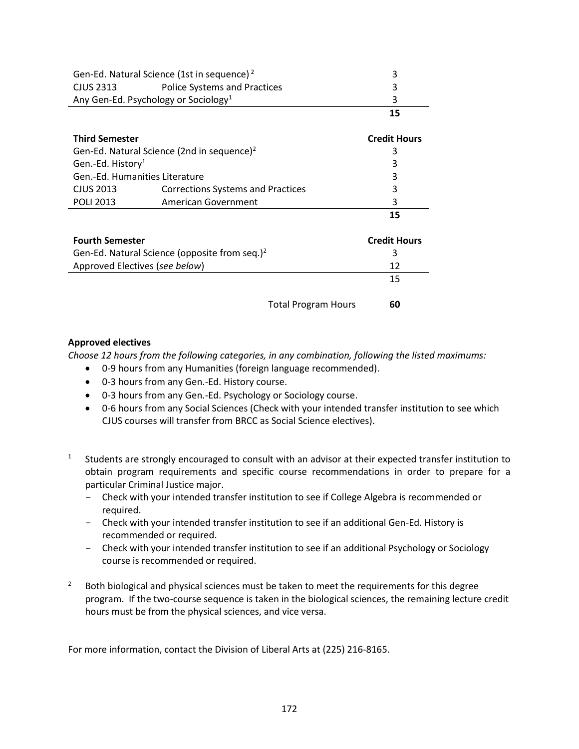| | | |
|---|---|---|
| Gen-Ed. Natural Science (1st in sequence)[2] | | 3 |
| CJUS 2313 | Police Systems and Practices | 3 |
| Any Gen-Ed. Psychology or Sociology[1] | | 3 |
| | | **15** |

| **Third Semester** | | **Credit Hours** |
|---|---|---|
| Gen-Ed. Natural Science (2nd in sequence)[2] | | 3 |
| Gen.-Ed. History[1] | | 3 |
| Gen.-Ed. Humanities Literature | | 3 |
| CJUS 2013 | Corrections Systems and Practices | 3 |
| POLI 2013 | American Government | 3 |
| | | **15** |

| **Fourth Semester** | **Credit Hours** |
|---|---|
| Gen-Ed. Natural Science (opposite from seq.)[2] | 3 |
| Approved Electives (*see below*) | 12 |
| | 15 |
| Total Program Hours | **60** |

**Approved electives**

*Choose 12 hours from the following categories, in any combination, following the listed maximums:*

- 0-9 hours from any Humanities (foreign language recommended).
- 0-3 hours from any Gen.-Ed. History course.
- 0-3 hours from any Gen.-Ed. Psychology or Sociology course.
- 0-6 hours from any Social Sciences (Check with your intended transfer institution to see which CJUS courses will transfer from BRCC as Social Science electives).

[1] Students are strongly encouraged to consult with an advisor at their expected transfer institution to obtain program requirements and specific course recommendations in order to prepare for a particular Criminal Justice major.

- Check with your intended transfer institution to see if College Algebra is recommended or required.
- Check with your intended transfer institution to see if an additional Gen-Ed. History is recommended or required.
- Check with your intended transfer institution to see if an additional Psychology or Sociology course is recommended or required.

[2] Both biological and physical sciences must be taken to meet the requirements for this degree program. If the two-course sequence is taken in the biological sciences, the remaining lecture credit hours must be from the physical sciences, and vice versa.

For more information, contact the Division of Liberal Arts at (225) 216-8165.